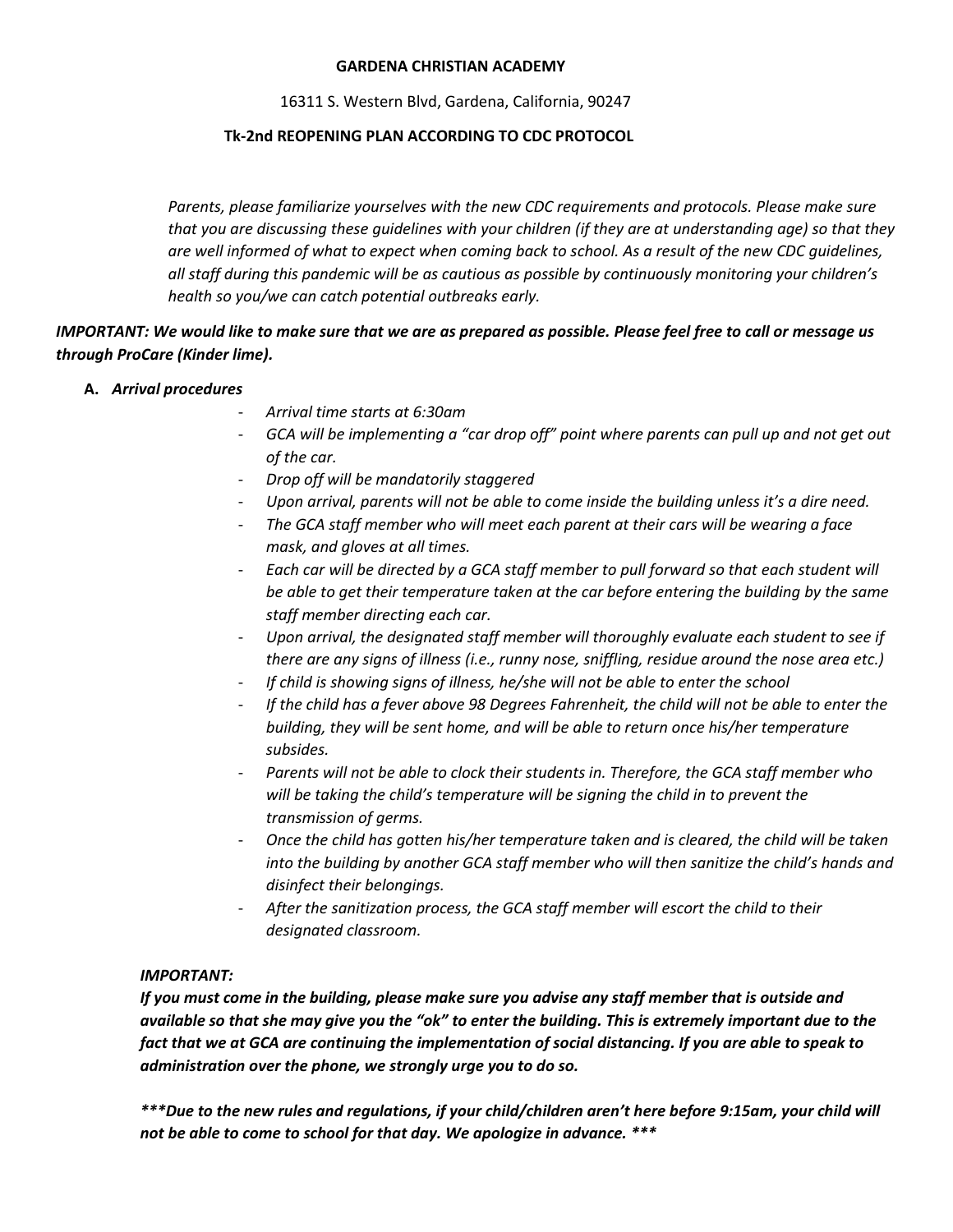**GARDENA CHRISTIAN ACADEMY**

16311 S. Western Blvd, Gardena, California, 90247

**Tk-2nd REOPENING PLAN ACCORDING TO CDC PROTOCOL**

*Parents, please familiarize yourselves with the new CDC requirements and protocols. Please make sure that you are discussing these guidelines with your children (if they are at understanding age) so that they are well informed of what to expect when coming back to school. As a result of the new CDC guidelines, all staff during this pandemic will be as cautious as possible by continuously monitoring your children's health so you/we can catch potential outbreaks early.*

***IMPORTANT: We would like to make sure that we are as prepared as possible. Please feel free to call or message us through ProCare (Kinder lime).***

**A. *Arrival procedures***

- *Arrival time starts at 6:30am*
- *GCA will be implementing a "car drop off" point where parents can pull up and not get out of the car.*
- *Drop off will be mandatorily staggered*
- *Upon arrival, parents will not be able to come inside the building unless it's a dire need.*
- *The GCA staff member who will meet each parent at their cars will be wearing a face mask, and gloves at all times.*
- *Each car will be directed by a GCA staff member to pull forward so that each student will be able to get their temperature taken at the car before entering the building by the same staff member directing each car.*
- *Upon arrival, the designated staff member will thoroughly evaluate each student to see if there are any signs of illness (i.e., runny nose, sniffling, residue around the nose area etc.)*
- *If child is showing signs of illness, he/she will not be able to enter the school*
- *If the child has a fever above 98 Degrees Fahrenheit, the child will not be able to enter the building, they will be sent home, and will be able to return once his/her temperature subsides.*
- *Parents will not be able to clock their students in. Therefore, the GCA staff member who will be taking the child's temperature will be signing the child in to prevent the transmission of germs.*
- *Once the child has gotten his/her temperature taken and is cleared, the child will be taken into the building by another GCA staff member who will then sanitize the child's hands and disinfect their belongings.*
- *After the sanitization process, the GCA staff member will escort the child to their designated classroom.*

***IMPORTANT:***

***If you must come in the building, please make sure you advise any staff member that is outside and available so that she may give you the "ok" to enter the building. This is extremely important due to the fact that we at GCA are continuing the implementation of social distancing. If you are able to speak to administration over the phone, we strongly urge you to do so.***

****\*\*Due to the new rules and regulations, if your child/children aren't here before 9:15am, your child will not be able to come to school for that day. We apologize in advance. \*\*\****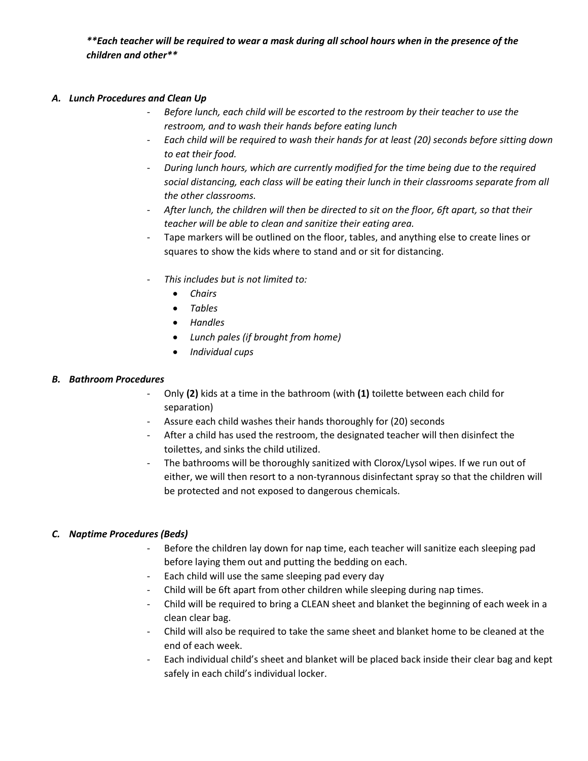***\*\*Each teacher will be required to wear a mask during all school hours when in the presence of the children and other\*\****

### *A. Lunch Procedures and Clean Up*

- *Before lunch, each child will be escorted to the restroom by their teacher to use the restroom, and to wash their hands before eating lunch*
- *Each child will be required to wash their hands for at least (20) seconds before sitting down to eat their food.*
- *During lunch hours, which are currently modified for the time being due to the required social distancing, each class will be eating their lunch in their classrooms separate from all the other classrooms.*
- *After lunch, the children will then be directed to sit on the floor, 6ft apart, so that their teacher will be able to clean and sanitize their eating area.*
- Tape markers will be outlined on the floor, tables, and anything else to create lines or squares to show the kids where to stand and or sit for distancing.
- *This includes but is not limited to:*
  - *Chairs*
  - *Tables*
  - *Handles*
  - *Lunch pales (if brought from home)*
  - *Individual cups*

### *B. Bathroom Procedures*

- Only **(2)** kids at a time in the bathroom (with **(1)** toilette between each child for separation)
- Assure each child washes their hands thoroughly for (20) seconds
- After a child has used the restroom, the designated teacher will then disinfect the toilettes, and sinks the child utilized.
- The bathrooms will be thoroughly sanitized with Clorox/Lysol wipes. If we run out of either, we will then resort to a non-tyrannous disinfectant spray so that the children will be protected and not exposed to dangerous chemicals.

### *C. Naptime Procedures (Beds)*

- Before the children lay down for nap time, each teacher will sanitize each sleeping pad before laying them out and putting the bedding on each.
- Each child will use the same sleeping pad every day
- Child will be 6ft apart from other children while sleeping during nap times.
- Child will be required to bring a CLEAN sheet and blanket the beginning of each week in a clean clear bag.
- Child will also be required to take the same sheet and blanket home to be cleaned at the end of each week.
- Each individual child's sheet and blanket will be placed back inside their clear bag and kept safely in each child's individual locker.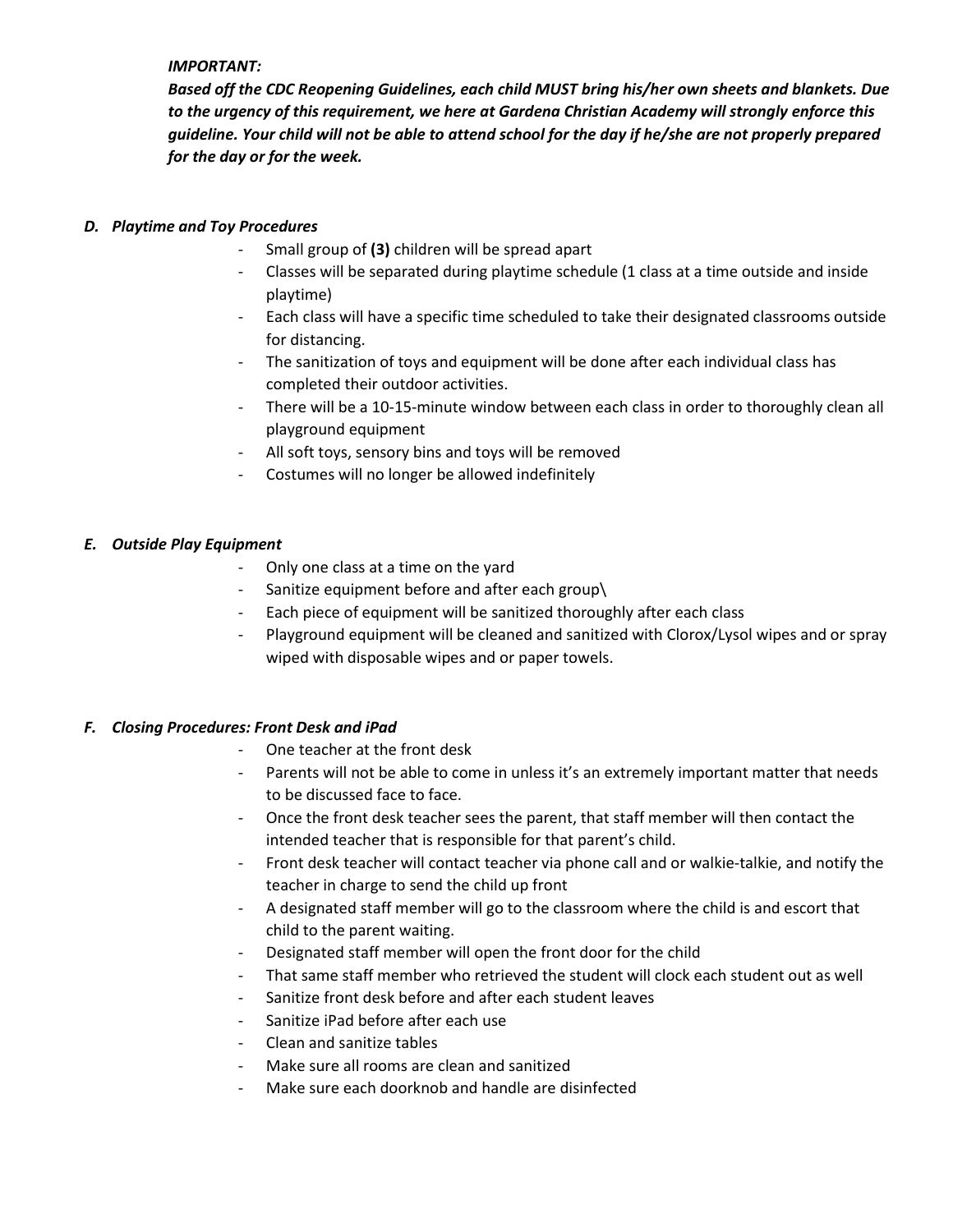***IMPORTANT:***
***Based off the CDC Reopening Guidelines, each child MUST bring his/her own sheets and blankets. Due to the urgency of this requirement, we here at Gardena Christian Academy will strongly enforce this guideline. Your child will not be able to attend school for the day if he/she are not properly prepared for the day or for the week.***

### *D. Playtime and Toy Procedures*

- Small group of **(3)** children will be spread apart
- Classes will be separated during playtime schedule (1 class at a time outside and inside playtime)
- Each class will have a specific time scheduled to take their designated classrooms outside for distancing.
- The sanitization of toys and equipment will be done after each individual class has completed their outdoor activities.
- There will be a 10-15-minute window between each class in order to thoroughly clean all playground equipment
- All soft toys, sensory bins and toys will be removed
- Costumes will no longer be allowed indefinitely

### *E. Outside Play Equipment*

- Only one class at a time on the yard
- Sanitize equipment before and after each group\
- Each piece of equipment will be sanitized thoroughly after each class
- Playground equipment will be cleaned and sanitized with Clorox/Lysol wipes and or spray wiped with disposable wipes and or paper towels.

### *F. Closing Procedures: Front Desk and iPad*

- One teacher at the front desk
- Parents will not be able to come in unless it's an extremely important matter that needs to be discussed face to face.
- Once the front desk teacher sees the parent, that staff member will then contact the intended teacher that is responsible for that parent's child.
- Front desk teacher will contact teacher via phone call and or walkie-talkie, and notify the teacher in charge to send the child up front
- A designated staff member will go to the classroom where the child is and escort that child to the parent waiting.
- Designated staff member will open the front door for the child
- That same staff member who retrieved the student will clock each student out as well
- Sanitize front desk before and after each student leaves
- Sanitize iPad before after each use
- Clean and sanitize tables
- Make sure all rooms are clean and sanitized
- Make sure each doorknob and handle are disinfected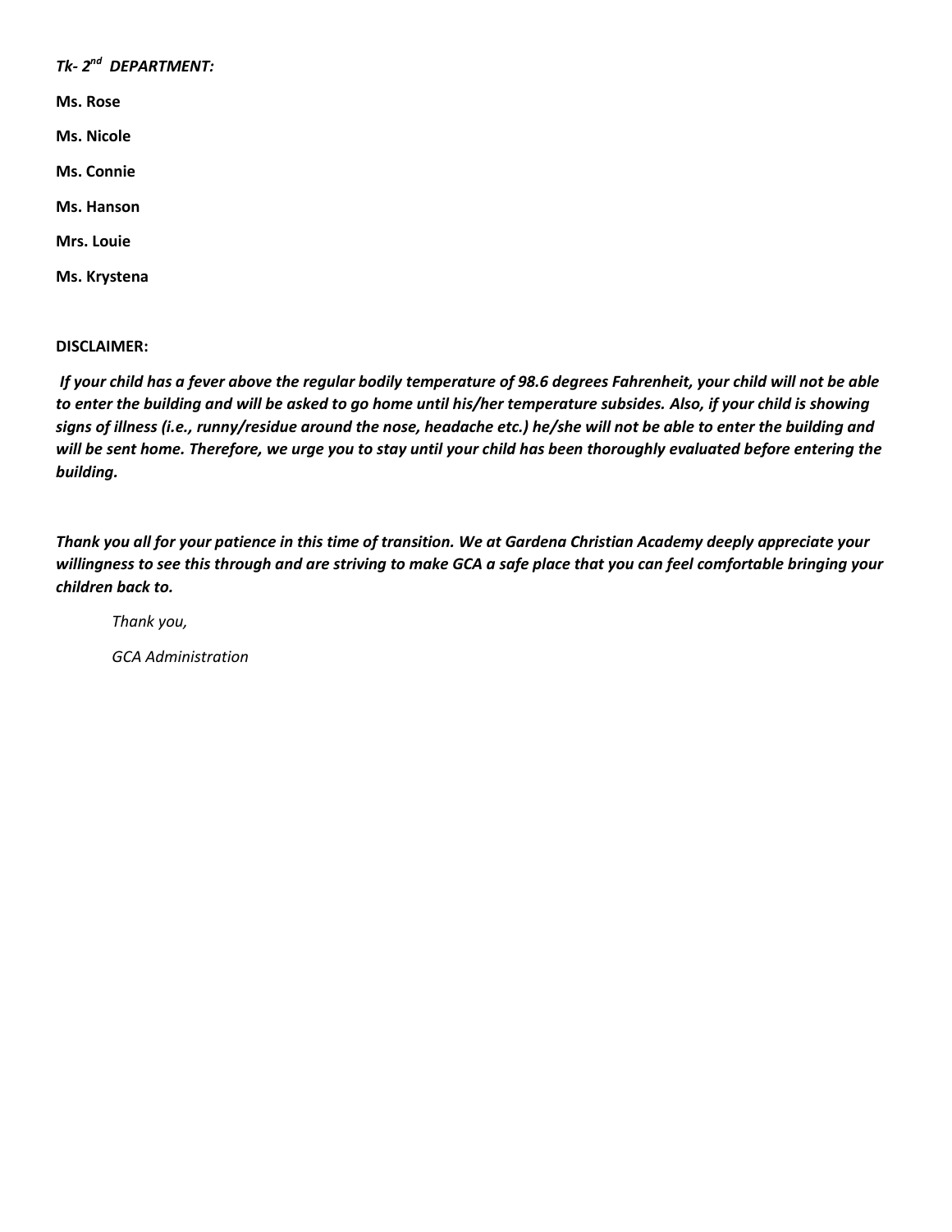***Tk- 2nd DEPARTMENT:***

**Ms. Rose**

**Ms. Nicole**

**Ms. Connie**

**Ms. Hanson**

**Mrs. Louie**

**Ms. Krystena**

**DISCLAIMER:**

***If your child has a fever above the regular bodily temperature of 98.6 degrees Fahrenheit, your child will not be able to enter the building and will be asked to go home until his/her temperature subsides. Also, if your child is showing signs of illness (i.e., runny/residue around the nose, headache etc.) he/she will not be able to enter the building and will be sent home. Therefore, we urge you to stay until your child has been thoroughly evaluated before entering the building.***

***Thank you all for your patience in this time of transition. We at Gardena Christian Academy deeply appreciate your willingness to see this through and are striving to make GCA a safe place that you can feel comfortable bringing your children back to.***

*Thank you,*

*GCA Administration*